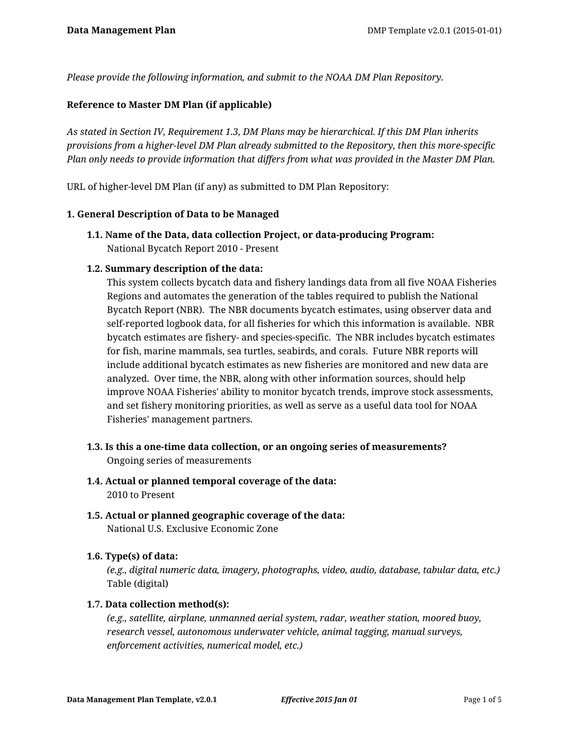*Please provide the following information, and submit to the NOAA DM Plan Repository.*

**Reference to Master DM Plan (if applicable)**

*As stated in Section IV, Requirement 1.3, DM Plans may be hierarchical. If this DM Plan inherits provisions from a higher-level DM Plan already submitted to the Repository, then this more-specific Plan only needs to provide information that differs from what was provided in the Master DM Plan.*

URL of higher-level DM Plan (if any) as submitted to DM Plan Repository:

### 1. General Description of Data to be Managed

**1.1. Name of the Data, data collection Project, or data-producing Program:**
National Bycatch Report 2010 - Present

**1.2. Summary description of the data:**
This system collects bycatch data and fishery landings data from all five NOAA Fisheries Regions and automates the generation of the tables required to publish the National Bycatch Report (NBR). The NBR documents bycatch estimates, using observer data and self-reported logbook data, for all fisheries for which this information is available. NBR bycatch estimates are fishery- and species-specific. The NBR includes bycatch estimates for fish, marine mammals, sea turtles, seabirds, and corals. Future NBR reports will include additional bycatch estimates as new fisheries are monitored and new data are analyzed. Over time, the NBR, along with other information sources, should help improve NOAA Fisheries' ability to monitor bycatch trends, improve stock assessments, and set fishery monitoring priorities, as well as serve as a useful data tool for NOAA Fisheries' management partners.

**1.3. Is this a one-time data collection, or an ongoing series of measurements?**
Ongoing series of measurements

**1.4. Actual or planned temporal coverage of the data:**
2010 to Present

**1.5. Actual or planned geographic coverage of the data:**
National U.S. Exclusive Economic Zone

**1.6. Type(s) of data:**
*(e.g., digital numeric data, imagery, photographs, video, audio, database, tabular data, etc.)*
Table (digital)

**1.7. Data collection method(s):**
*(e.g., satellite, airplane, unmanned aerial system, radar, weather station, moored buoy, research vessel, autonomous underwater vehicle, animal tagging, manual surveys, enforcement activities, numerical model, etc.)*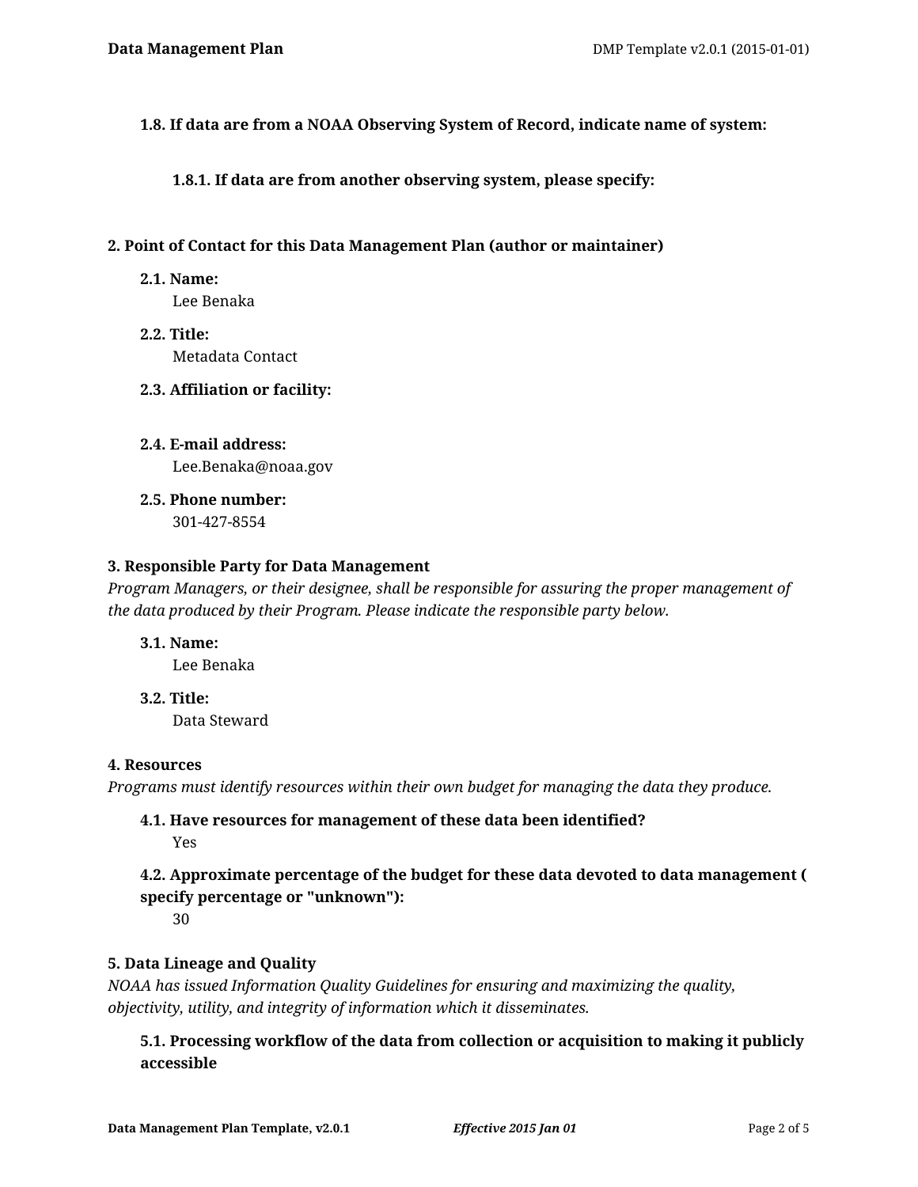**1.8. If data are from a NOAA Observing System of Record, indicate name of system:**

**1.8.1. If data are from another observing system, please specify:**

## 2. Point of Contact for this Data Management Plan (author or maintainer)

**2.1. Name:**
Lee Benaka

**2.2. Title:**
Metadata Contact

**2.3. Affiliation or facility:**

**2.4. E-mail address:**
Lee.Benaka@noaa.gov

**2.5. Phone number:**
301-427-8554

## 3. Responsible Party for Data Management

*Program Managers, or their designee, shall be responsible for assuring the proper management of the data produced by their Program. Please indicate the responsible party below.*

**3.1. Name:**
Lee Benaka

**3.2. Title:**
Data Steward

## 4. Resources

*Programs must identify resources within their own budget for managing the data they produce.*

**4.1. Have resources for management of these data been identified?**
Yes

**4.2. Approximate percentage of the budget for these data devoted to data management ( specify percentage or "unknown"):**
30

## 5. Data Lineage and Quality

*NOAA has issued Information Quality Guidelines for ensuring and maximizing the quality, objectivity, utility, and integrity of information which it disseminates.*

**5.1. Processing workflow of the data from collection or acquisition to making it publicly accessible**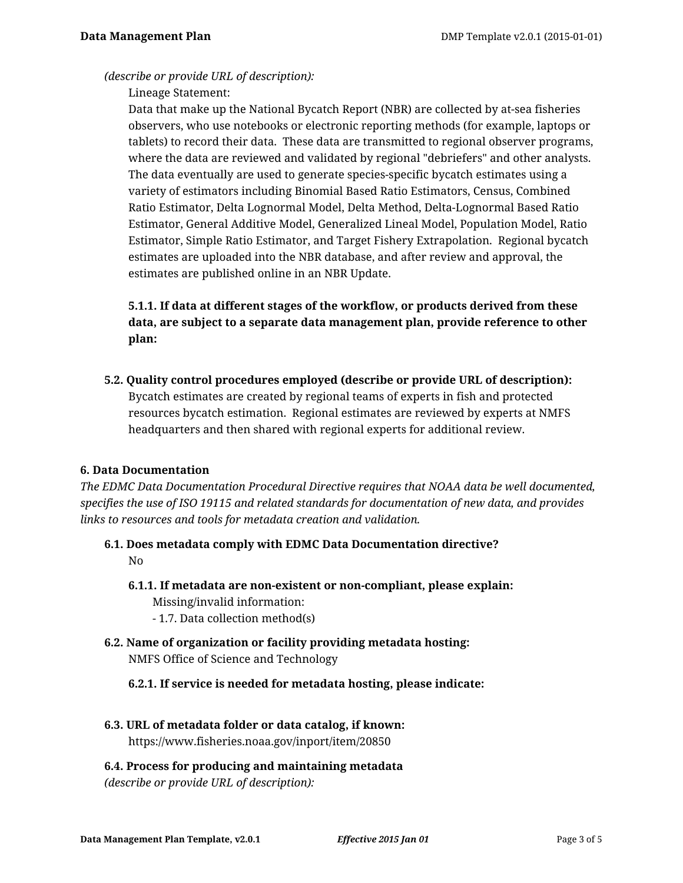*(describe or provide URL of description):*

Lineage Statement:

Data that make up the National Bycatch Report (NBR) are collected by at-sea fisheries observers, who use notebooks or electronic reporting methods (for example, laptops or tablets) to record their data. These data are transmitted to regional observer programs, where the data are reviewed and validated by regional "debriefers" and other analysts. The data eventually are used to generate species-specific bycatch estimates using a variety of estimators including Binomial Based Ratio Estimators, Census, Combined Ratio Estimator, Delta Lognormal Model, Delta Method, Delta-Lognormal Based Ratio Estimator, General Additive Model, Generalized Lineal Model, Population Model, Ratio Estimator, Simple Ratio Estimator, and Target Fishery Extrapolation. Regional bycatch estimates are uploaded into the NBR database, and after review and approval, the estimates are published online in an NBR Update.

**5.1.1. If data at different stages of the workflow, or products derived from these data, are subject to a separate data management plan, provide reference to other plan:**

**5.2. Quality control procedures employed (describe or provide URL of description):**

Bycatch estimates are created by regional teams of experts in fish and protected resources bycatch estimation. Regional estimates are reviewed by experts at NMFS headquarters and then shared with regional experts for additional review.

### 6. Data Documentation

*The EDMC Data Documentation Procedural Directive requires that NOAA data be well documented, specifies the use of ISO 19115 and related standards for documentation of new data, and provides links to resources and tools for metadata creation and validation.*

**6.1. Does metadata comply with EDMC Data Documentation directive?**

No

**6.1.1. If metadata are non-existent or non-compliant, please explain:**

Missing/invalid information:

- 1.7. Data collection method(s)

**6.2. Name of organization or facility providing metadata hosting:**

NMFS Office of Science and Technology

**6.2.1. If service is needed for metadata hosting, please indicate:**

**6.3. URL of metadata folder or data catalog, if known:**

https://www.fisheries.noaa.gov/inport/item/20850

**6.4. Process for producing and maintaining metadata**

*(describe or provide URL of description):*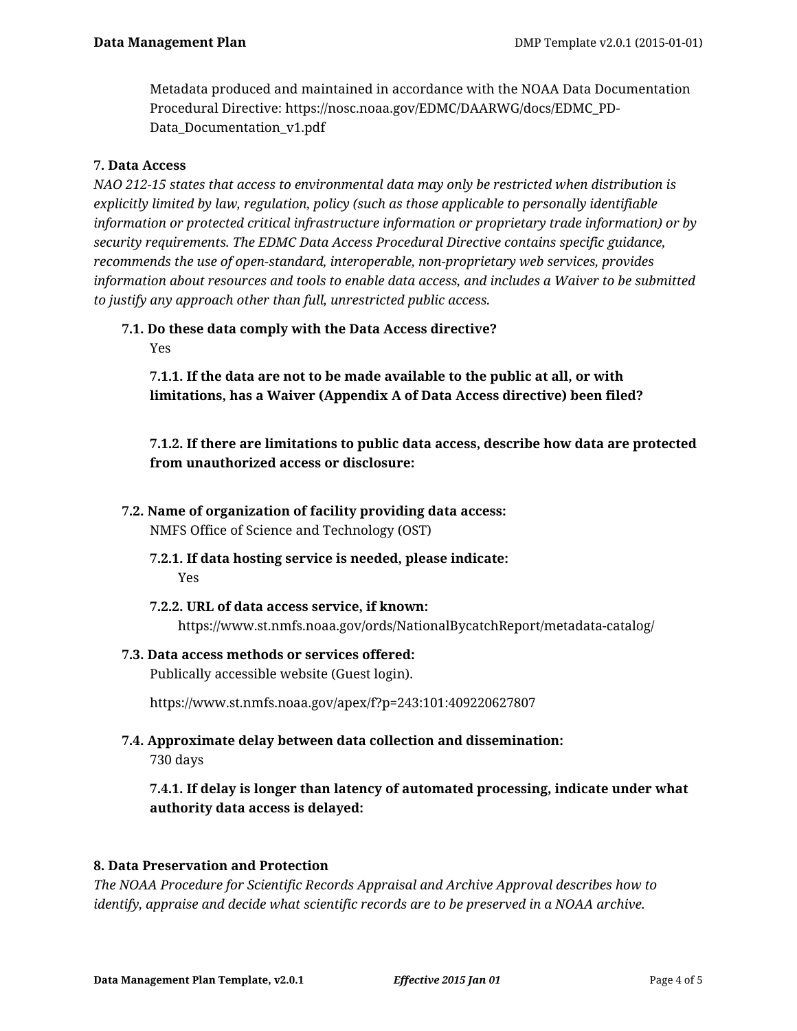Metadata produced and maintained in accordance with the NOAA Data Documentation Procedural Directive: https://nosc.noaa.gov/EDMC/DAARWG/docs/EDMC_PD-Data_Documentation_v1.pdf

**7. Data Access**

*NAO 212-15 states that access to environmental data may only be restricted when distribution is explicitly limited by law, regulation, policy (such as those applicable to personally identifiable information or protected critical infrastructure information or proprietary trade information) or by security requirements. The EDMC Data Access Procedural Directive contains specific guidance, recommends the use of open-standard, interoperable, non-proprietary web services, provides information about resources and tools to enable data access, and includes a Waiver to be submitted to justify any approach other than full, unrestricted public access.*

**7.1. Do these data comply with the Data Access directive?**

Yes

**7.1.1. If the data are not to be made available to the public at all, or with limitations, has a Waiver (Appendix A of Data Access directive) been filed?**

**7.1.2. If there are limitations to public data access, describe how data are protected from unauthorized access or disclosure:**

**7.2. Name of organization of facility providing data access:**

NMFS Office of Science and Technology (OST)

**7.2.1. If data hosting service is needed, please indicate:**

Yes

**7.2.2. URL of data access service, if known:**

https://www.st.nmfs.noaa.gov/ords/NationalBycatchReport/metadata-catalog/

**7.3. Data access methods or services offered:**

Publically accessible website (Guest login).

https://www.st.nmfs.noaa.gov/apex/f?p=243:101:409220627807

**7.4. Approximate delay between data collection and dissemination:**

730 days

**7.4.1. If delay is longer than latency of automated processing, indicate under what authority data access is delayed:**

**8. Data Preservation and Protection**

*The NOAA Procedure for Scientific Records Appraisal and Archive Approval describes how to identify, appraise and decide what scientific records are to be preserved in a NOAA archive.*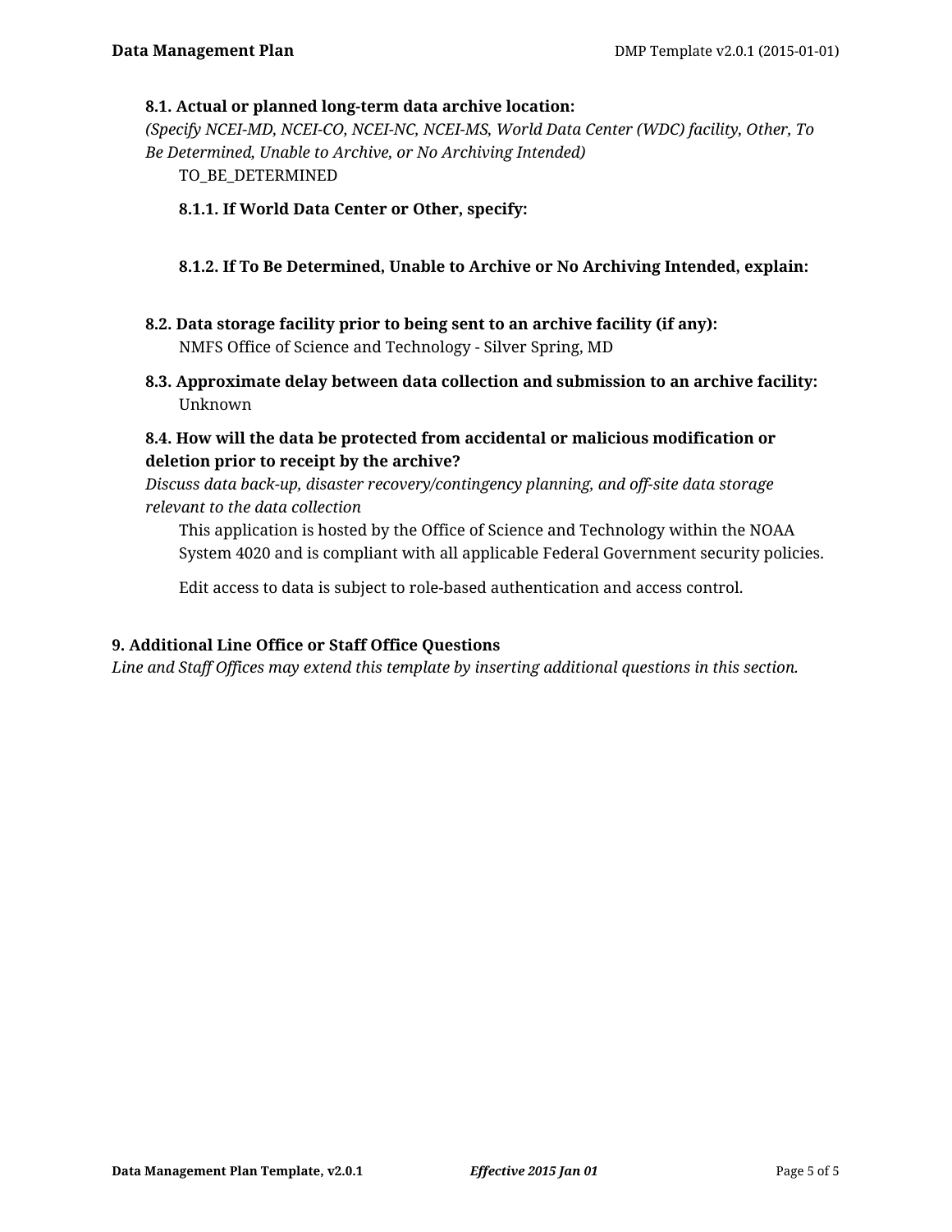**8.1. Actual or planned long-term data archive location:**

*(Specify NCEI-MD, NCEI-CO, NCEI-NC, NCEI-MS, World Data Center (WDC) facility, Other, To Be Determined, Unable to Archive, or No Archiving Intended)*

TO_BE_DETERMINED

**8.1.1. If World Data Center or Other, specify:**

**8.1.2. If To Be Determined, Unable to Archive or No Archiving Intended, explain:**

**8.2. Data storage facility prior to being sent to an archive facility (if any):**

NMFS Office of Science and Technology - Silver Spring, MD

**8.3. Approximate delay between data collection and submission to an archive facility:**

Unknown

**8.4. How will the data be protected from accidental or malicious modification or deletion prior to receipt by the archive?**

*Discuss data back-up, disaster recovery/contingency planning, and off-site data storage relevant to the data collection*

This application is hosted by the Office of Science and Technology within the NOAA System 4020 and is compliant with all applicable Federal Government security policies.

Edit access to data is subject to role-based authentication and access control.

**9. Additional Line Office or Staff Office Questions**

*Line and Staff Offices may extend this template by inserting additional questions in this section.*